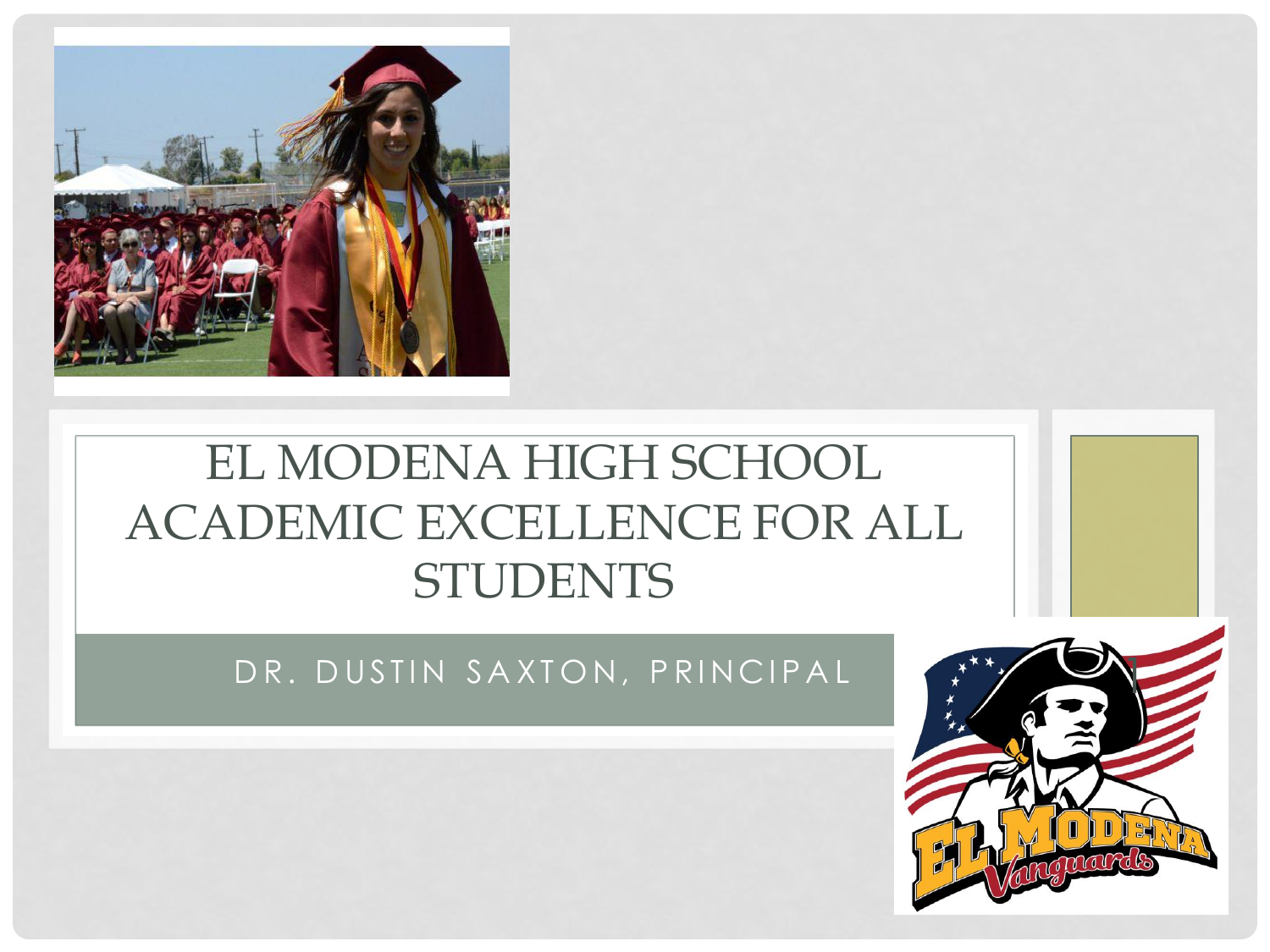# EL MODENA HIGH SCHOOL ACADEMIC EXCELLENCE FOR ALL STUDENTS

DR. DUSTIN SAXTON, PRINCIPAL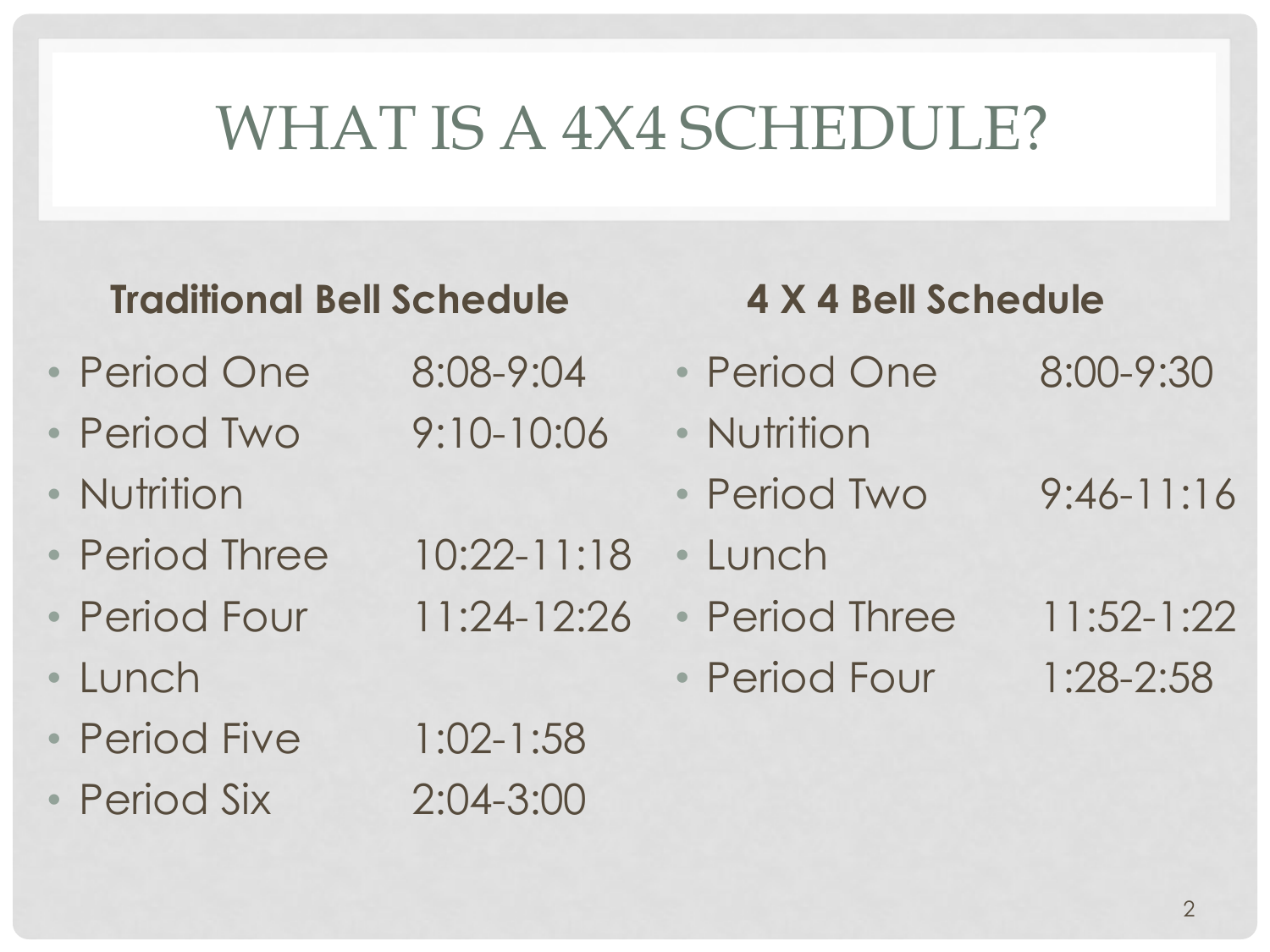# WHAT IS A 4X4 SCHEDULE?

**Traditional Bell Schedule**

- Period One 8:08-9:04
- Period Two 9:10-10:06
- Nutrition
- Period Three 10:22-11:18
- Period Four 11:24-12:26
- Lunch
- Period Five 1:02-1:58
- Period Six 2:04-3:00

**4 X 4 Bell Schedule**

- Period One 8:00-9:30
- Nutrition
- Period Two 9:46-11:16
- Lunch
- Period Three 11:52-1:22
- Period Four 1:28-2:58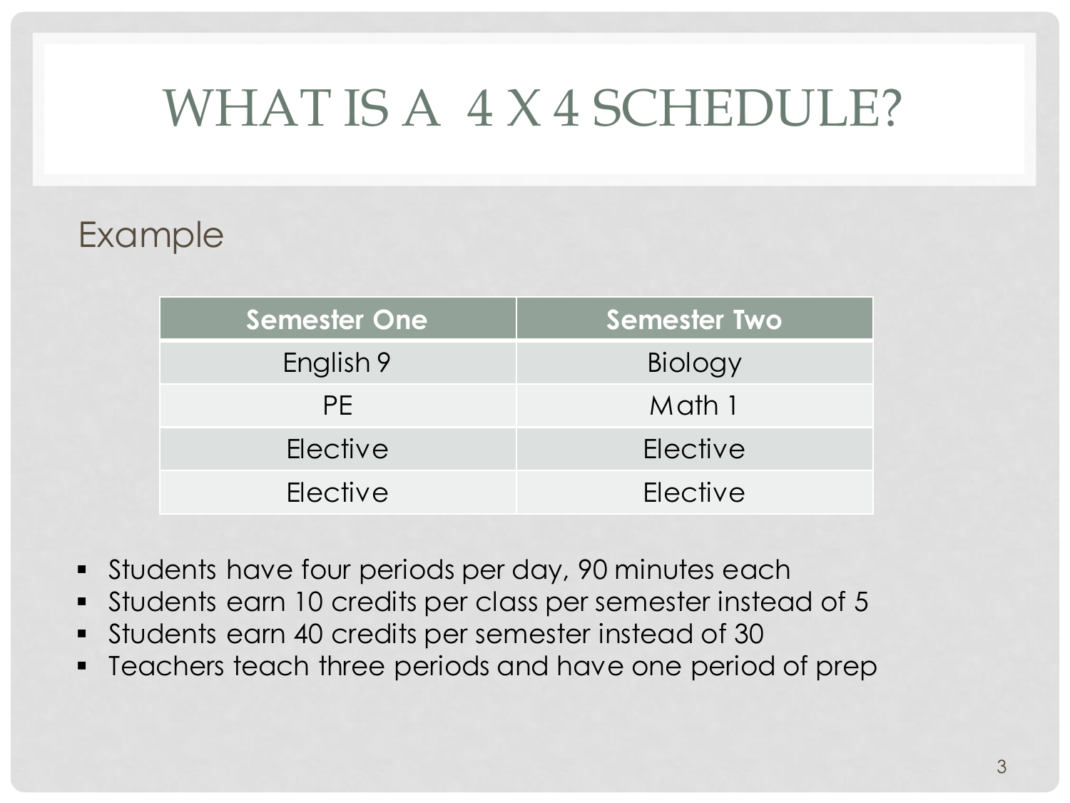# WHAT IS A 4 X 4 SCHEDULE?

## Example

| Semester One | Semester Two |
|---|---|
| English 9 | Biology |
| PE | Math 1 |
| Elective | Elective |
| Elective | Elective |

- Students have four periods per day, 90 minutes each
- Students earn 10 credits per class per semester instead of 5
- Students earn 40 credits per semester instead of 30
- Teachers teach three periods and have one period of prep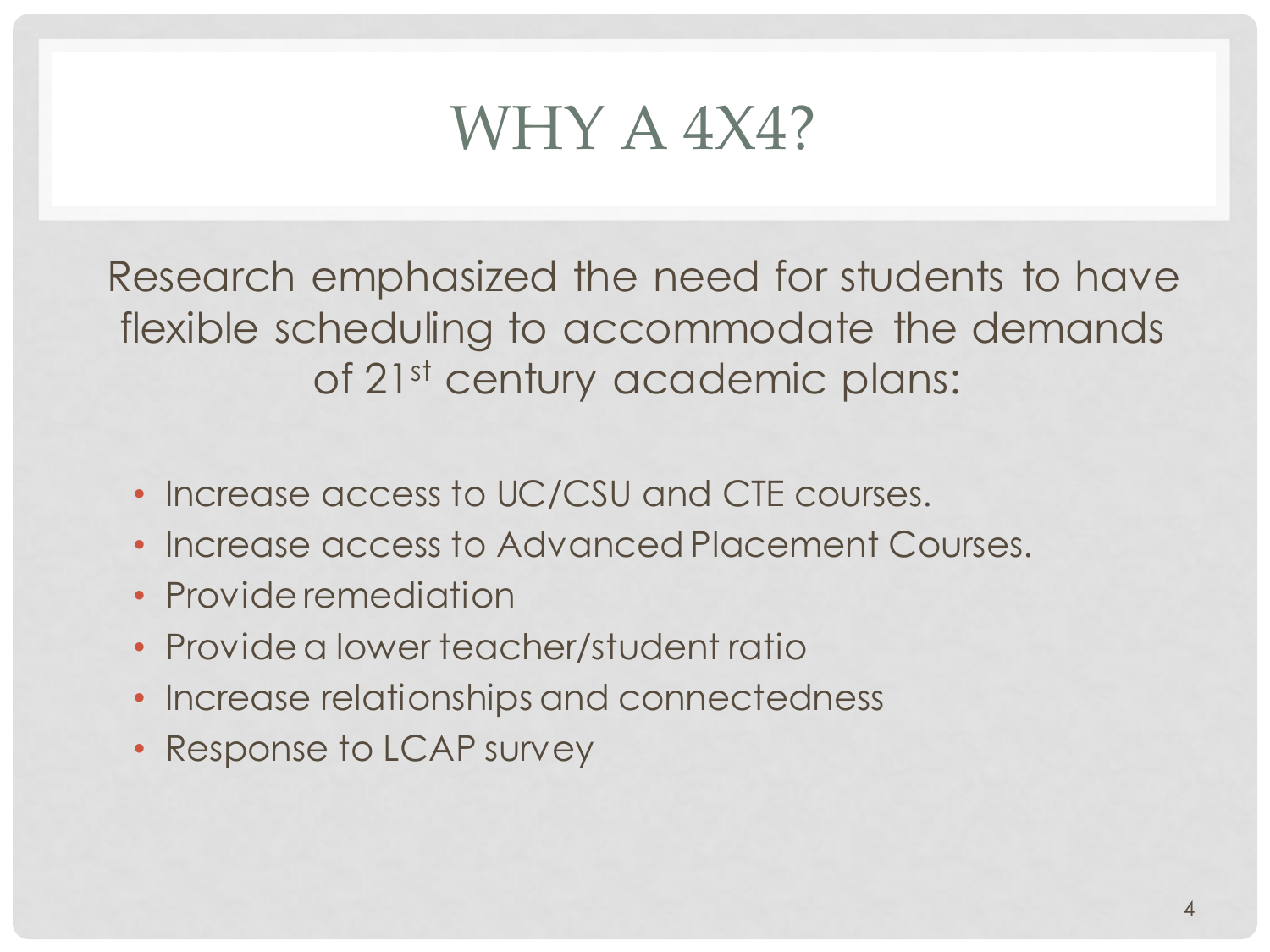# WHY A 4X4?

Research emphasized the need for students to have flexible scheduling to accommodate the demands of 21st century academic plans:

- Increase access to UC/CSU and CTE courses.
- Increase access to Advanced Placement Courses.
- Provide remediation
- Provide a lower teacher/student ratio
- Increase relationships and connectedness
- Response to LCAP survey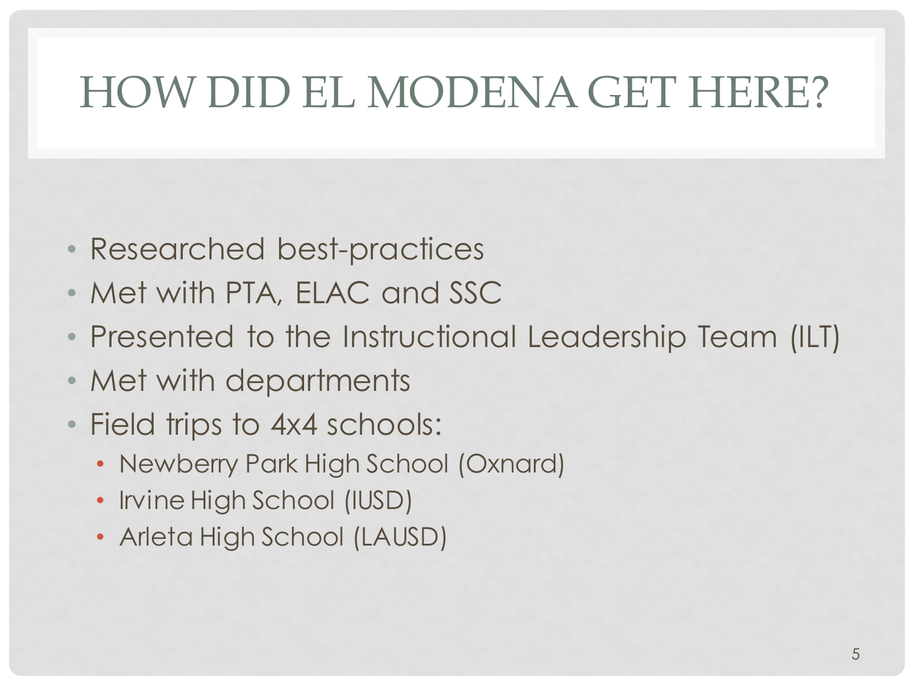# HOW DID EL MODENA GET HERE?

- Researched best-practices
- Met with PTA, ELAC and SSC
- Presented to the Instructional Leadership Team (ILT)
- Met with departments
- Field trips to 4x4 schools:
  - Newberry Park High School (Oxnard)
  - Irvine High School (IUSD)
  - Arleta High School (LAUSD)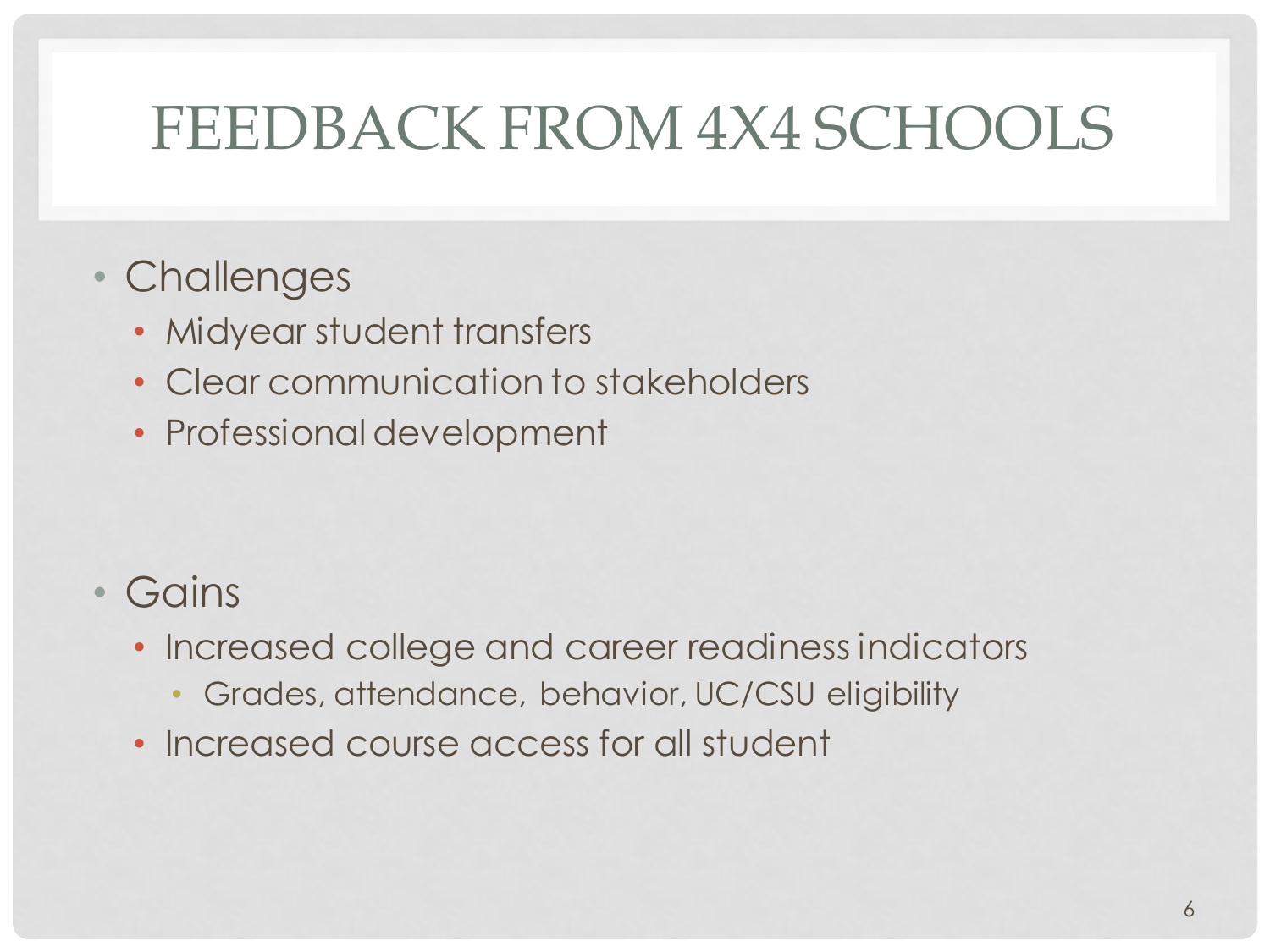# FEEDBACK FROM 4X4 SCHOOLS

- Challenges
  - Midyear student transfers
  - Clear communication to stakeholders
  - Professional development

- Gains
  - Increased college and career readiness indicators
    - Grades, attendance, behavior, UC/CSU eligibility
  - Increased course access for all student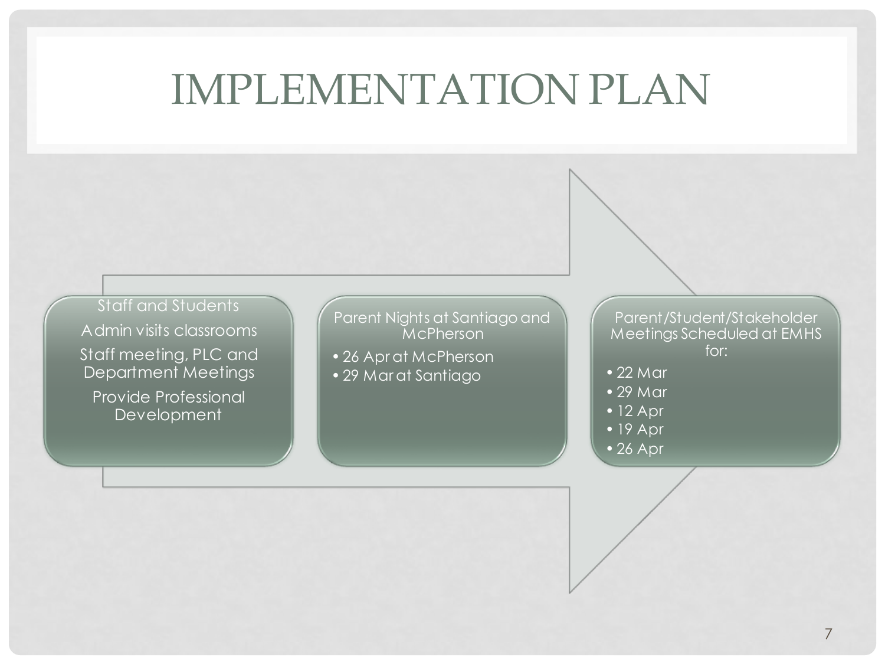# IMPLEMENTATION PLAN

**Staff and Students**

Admin visits classrooms

Staff meeting, PLC and Department Meetings

Provide Professional Development

**Parent Nights at Santiago and McPherson**

- 26 Apr at McPherson
- 29 Mar at Santiago

**Parent/Student/Stakeholder Meetings Scheduled at EMHS for:**

- 22 Mar
- 29 Mar
- 12 Apr
- 19 Apr
- 26 Apr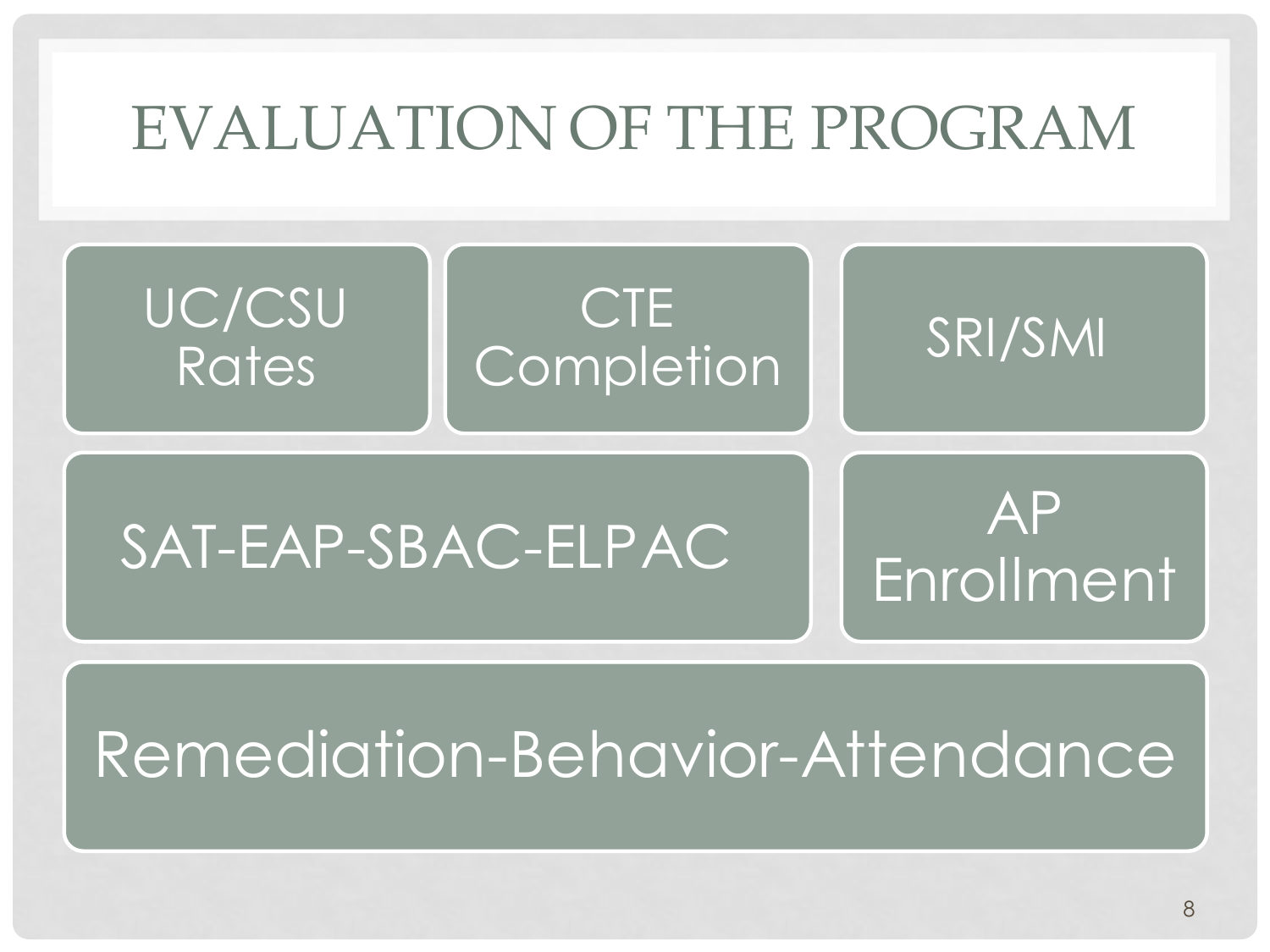# EVALUATION OF THE PROGRAM

- UC/CSU Rates
- CTE Completion
- SRI/SMI
- SAT-EAP-SBAC-ELPAC
- AP Enrollment
- Remediation-Behavior-Attendance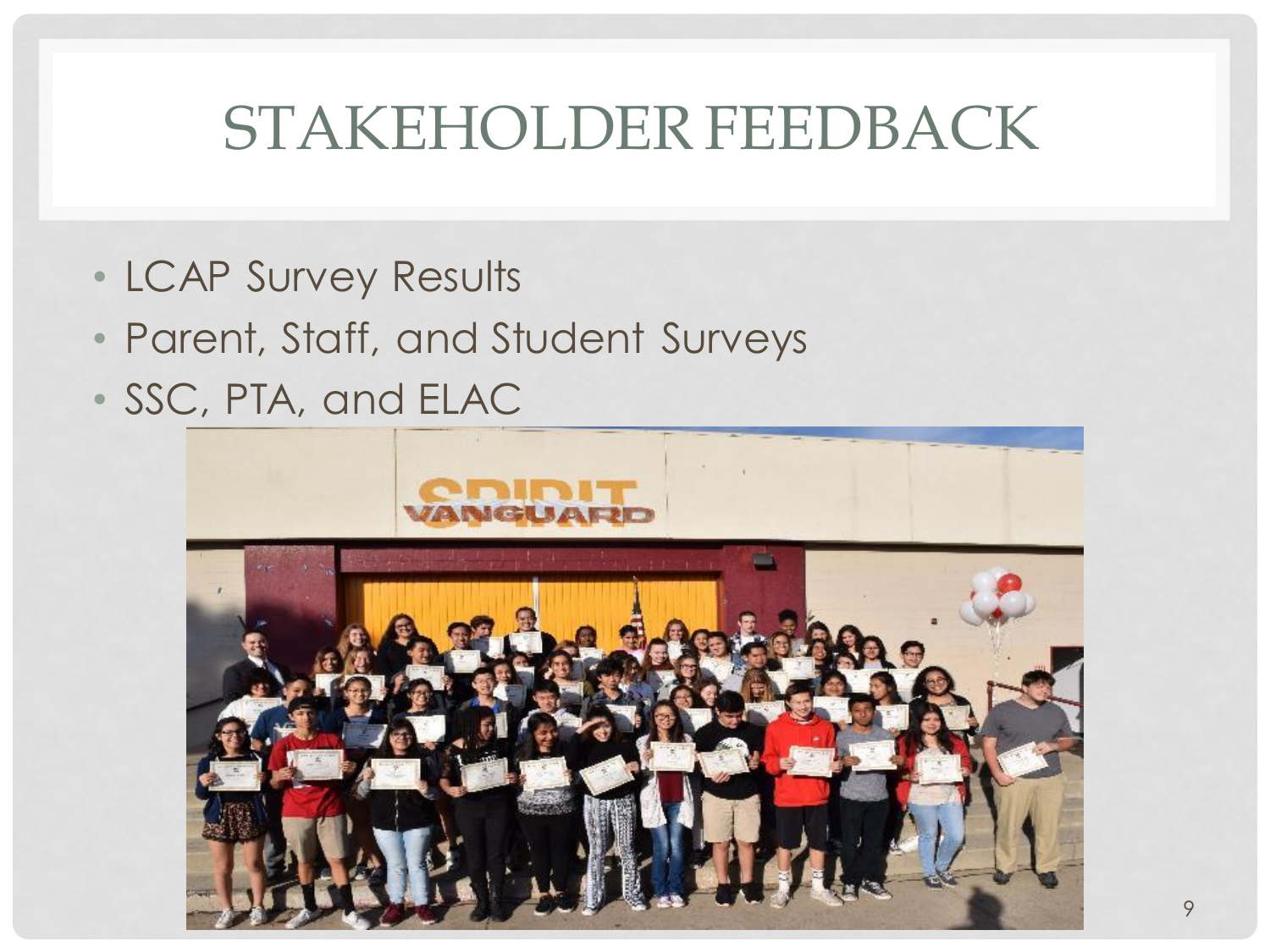# STAKEHOLDER FEEDBACK

- LCAP Survey Results
- Parent, Staff, and Student Surveys
- SSC, PTA, and ELAC